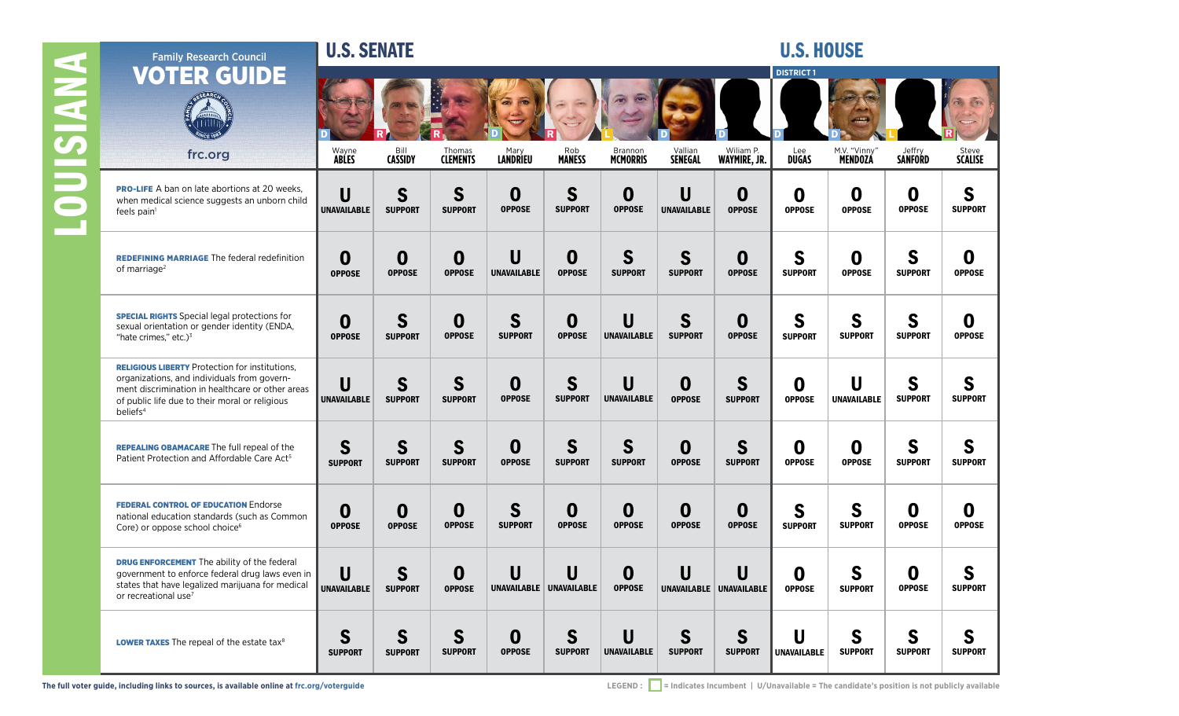# LOUISIANA

## Family Research Council VOTER GUIDE

frc.org

| | U.S. SENATE | | | | | | | | U.S. HOUSE | | | |
|---|---|---|---|---|---|---|---|---|---|---|---|---|
| | | | | | | | | | DISTRICT 1 | | | |
| | Wayne ABLES (D) | Bill CASSIDY (R) | Thomas CLEMENTS (R) | Mary LANDRIEU (D) | Rob MANESS (R) | Brannon MCMORRIS (L) | Vallian SENEGAL (D) | Wiliam P. WAYMIRE, JR. (D) | Lee DUGAS (D) | M.V. "Vinny" MENDOZA (D) | Jeffry SANFORD (L) | Steve SCALISE (R) |
| **PRO-LIFE** A ban on late abortions at 20 weeks, when medical science suggests an unborn child feels pain[1] | U UNAVAILABLE | S SUPPORT | S SUPPORT | O OPPOSE | S SUPPORT | O OPPOSE | U UNAVAILABLE | O OPPOSE | O OPPOSE | O OPPOSE | O OPPOSE | S SUPPORT |
| **REDEFINING MARRIAGE** The federal redefinition of marriage[2] | O OPPOSE | O OPPOSE | O OPPOSE | U UNAVAILABLE | O OPPOSE | S SUPPORT | S SUPPORT | O OPPOSE | S SUPPORT | O OPPOSE | S SUPPORT | O OPPOSE |
| **SPECIAL RIGHTS** Special legal protections for sexual orientation or gender identity (ENDA, "hate crimes," etc.)[3] | O OPPOSE | S SUPPORT | O OPPOSE | S SUPPORT | O OPPOSE | U UNAVAILABLE | S SUPPORT | O OPPOSE | S SUPPORT | S SUPPORT | S SUPPORT | O OPPOSE |
| **RELIGIOUS LIBERTY** Protection for institutions, organizations, and individuals from government discrimination in healthcare or other areas of public life due to their moral or religious beliefs[4] | U UNAVAILABLE | S SUPPORT | S SUPPORT | O OPPOSE | S SUPPORT | U UNAVAILABLE | O OPPOSE | S SUPPORT | O OPPOSE | U UNAVAILABLE | S SUPPORT | S SUPPORT |
| **REPEALING OBAMACARE** The full repeal of the Patient Protection and Affordable Care Act[5] | S SUPPORT | S SUPPORT | S SUPPORT | O OPPOSE | S SUPPORT | S SUPPORT | O OPPOSE | S SUPPORT | O OPPOSE | O OPPOSE | S SUPPORT | S SUPPORT |
| **FEDERAL CONTROL OF EDUCATION** Endorse national education standards (such as Common Core) or oppose school choice[6] | O OPPOSE | O OPPOSE | O OPPOSE | S SUPPORT | O OPPOSE | O OPPOSE | O OPPOSE | O OPPOSE | S SUPPORT | S SUPPORT | O OPPOSE | O OPPOSE |
| **DRUG ENFORCEMENT** The ability of the federal government to enforce federal drug laws even in states that have legalized marijuana for medical or recreational use[7] | U UNAVAILABLE | S SUPPORT | O OPPOSE | U UNAVAILABLE | U UNAVAILABLE | O OPPOSE | U UNAVAILABLE | U UNAVAILABLE | O OPPOSE | S SUPPORT | O OPPOSE | S SUPPORT |
| **LOWER TAXES** The repeal of the estate tax[8] | S SUPPORT | S SUPPORT | S SUPPORT | O OPPOSE | S SUPPORT | U UNAVAILABLE | S SUPPORT | S SUPPORT | U UNAVAILABLE | S SUPPORT | S SUPPORT | S SUPPORT |

The full voter guide, including links to sources, is available online at frc.org/voterguide

LEGEND: □ = Indicates Incumbent | U/Unavailable = The candidate's position is not publicly available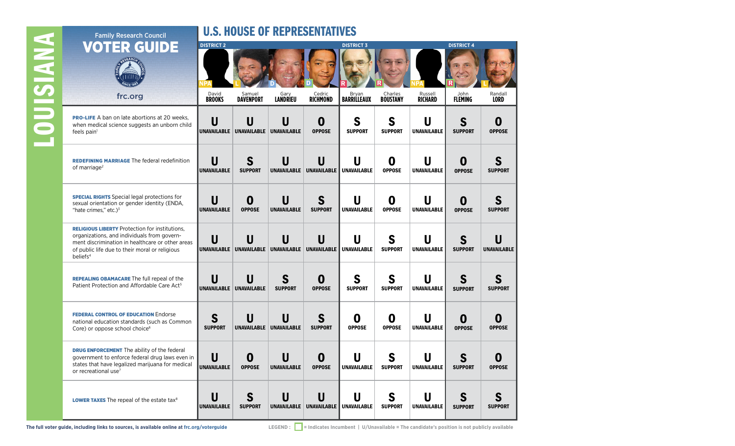# LOUISIANA

## Family Research Council VOTER GUIDE

frc.org

## U.S. HOUSE OF REPRESENTATIVES

| | DISTRICT 2 | | | | DISTRICT 3 | | | DISTRICT 4 | |
|---|---|---|---|---|---|---|---|---|---|
| | NPA | L | D | D | R | R | NPA | R | L |
| | David **BROOKS** | Samuel **DAVENPORT** | Gary **LANDRIEU** | Cedric **RICHMOND** | Bryan **BARRILLEAUX** | Charles **BOUSTANY** | Russell **RICHARD** | John **FLEMING** | Randall **LORD** |
| **PRO-LIFE** A ban on late abortions at 20 weeks, when medical science suggests an unborn child feels pain[1] | U UNAVAILABLE | U UNAVAILABLE | U UNAVAILABLE | O OPPOSE | S SUPPORT | S SUPPORT | U UNAVAILABLE | S SUPPORT | O OPPOSE |
| **REDEFINING MARRIAGE** The federal redefinition of marriage[2] | U UNAVAILABLE | S SUPPORT | U UNAVAILABLE | U UNAVAILABLE | U UNAVAILABLE | O OPPOSE | U UNAVAILABLE | O OPPOSE | S SUPPORT |
| **SPECIAL RIGHTS** Special legal protections for sexual orientation or gender identity (ENDA, "hate crimes," etc.)[3] | U UNAVAILABLE | O OPPOSE | U UNAVAILABLE | S SUPPORT | U UNAVAILABLE | O OPPOSE | U UNAVAILABLE | O OPPOSE | S SUPPORT |
| **RELIGIOUS LIBERTY** Protection for institutions, organizations, and individuals from government discrimination in healthcare or other areas of public life due to their moral or religious beliefs[4] | U UNAVAILABLE | U UNAVAILABLE | U UNAVAILABLE | U UNAVAILABLE | U UNAVAILABLE | S SUPPORT | U UNAVAILABLE | S SUPPORT | U UNAVAILABLE |
| **REPEALING OBAMACARE** The full repeal of the Patient Protection and Affordable Care Act[5] | U UNAVAILABLE | U UNAVAILABLE | S SUPPORT | O OPPOSE | S SUPPORT | S SUPPORT | U UNAVAILABLE | S SUPPORT | S SUPPORT |
| **FEDERAL CONTROL OF EDUCATION** Endorse national education standards (such as Common Core) or oppose school choice[6] | S SUPPORT | U UNAVAILABLE | U UNAVAILABLE | S SUPPORT | O OPPOSE | O OPPOSE | U UNAVAILABLE | O OPPOSE | O OPPOSE |
| **DRUG ENFORCEMENT** The ability of the federal government to enforce federal drug laws even in states that have legalized marijuana for medical or recreational use[7] | U UNAVAILABLE | O OPPOSE | U UNAVAILABLE | O OPPOSE | U UNAVAILABLE | S SUPPORT | U UNAVAILABLE | S SUPPORT | O OPPOSE |
| **LOWER TAXES** The repeal of the estate tax[8] | U UNAVAILABLE | S SUPPORT | U UNAVAILABLE | U UNAVAILABLE | U UNAVAILABLE | S SUPPORT | U UNAVAILABLE | S SUPPORT | S SUPPORT |

The full voter guide, including links to sources, is available online at frc.org/voterguide

LEGEND: ☐ = Indicates Incumbent | U/Unavailable = The candidate's position is not publicly available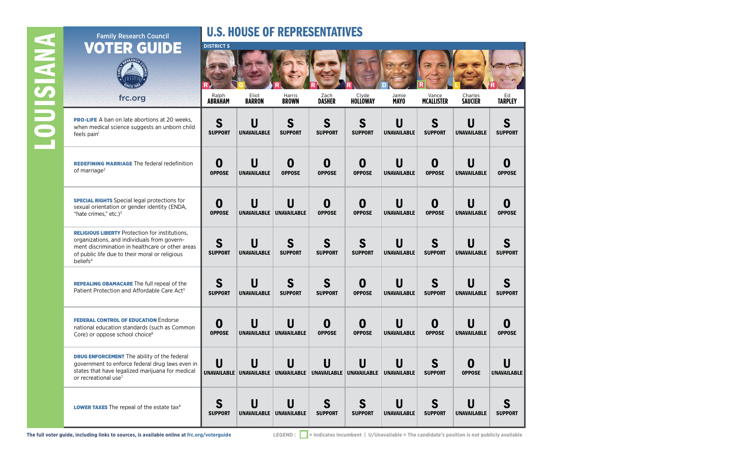# LOUISIANA

## Family Research Council VOTER GUIDE

frc.org

## U.S. HOUSE OF REPRESENTATIVES

### DISTRICT 5

| Issue | Ralph ABRAHAM (R) | Eliot BARRON (G) | Harris BROWN (R) | Zach DASHER (R) | Clyde HOLLOWAY (R) | Jamie MAYO (D) | Vance MCALLISTER (R) | Charles SAUCIER (L) | Ed TARPLEY (R) |
|---|---|---|---|---|---|---|---|---|---|
| **PRO-LIFE** A ban on late abortions at 20 weeks, when medical science suggests an unborn child feels pain[1] | S SUPPORT | U UNAVAILABLE | S SUPPORT | S SUPPORT | S SUPPORT | U UNAVAILABLE | S SUPPORT | U UNAVAILABLE | S SUPPORT |
| **REDEFINING MARRIAGE** The federal redefinition of marriage[2] | O OPPOSE | U UNAVAILABLE | O OPPOSE | O OPPOSE | O OPPOSE | U UNAVAILABLE | O OPPOSE | U UNAVAILABLE | O OPPOSE |
| **SPECIAL RIGHTS** Special legal protections for sexual orientation or gender identity (ENDA, "hate crimes," etc.)[3] | O OPPOSE | U UNAVAILABLE | U UNAVAILABLE | O OPPOSE | O OPPOSE | U UNAVAILABLE | O OPPOSE | U UNAVAILABLE | O OPPOSE |
| **RELIGIOUS LIBERTY** Protection for institutions, organizations, and individuals from government discrimination in healthcare or other areas of public life due to their moral or religious beliefs[4] | S SUPPORT | U UNAVAILABLE | S SUPPORT | S SUPPORT | S SUPPORT | U UNAVAILABLE | S SUPPORT | U UNAVAILABLE | S SUPPORT |
| **REPEALING OBAMACARE** The full repeal of the Patient Protection and Affordable Care Act[5] | S SUPPORT | U UNAVAILABLE | S SUPPORT | S SUPPORT | O OPPOSE | U UNAVAILABLE | S SUPPORT | U UNAVAILABLE | S SUPPORT |
| **FEDERAL CONTROL OF EDUCATION** Endorse national education standards (such as Common Core) or oppose school choice[6] | O OPPOSE | U UNAVAILABLE | U UNAVAILABLE | O OPPOSE | O OPPOSE | U UNAVAILABLE | O OPPOSE | U UNAVAILABLE | O OPPOSE |
| **DRUG ENFORCEMENT** The ability of the federal government to enforce federal drug laws even in states that have legalized marijuana for medical or recreational use[7] | U UNAVAILABLE | U UNAVAILABLE | U UNAVAILABLE | U UNAVAILABLE | U UNAVAILABLE | U UNAVAILABLE | S SUPPORT | O OPPOSE | U UNAVAILABLE |
| **LOWER TAXES** The repeal of the estate tax[8] | S SUPPORT | U UNAVAILABLE | U UNAVAILABLE | S SUPPORT | S SUPPORT | U UNAVAILABLE | S SUPPORT | U UNAVAILABLE | S SUPPORT |

The full voter guide, including links to sources, is available online at frc.org/voterguide

LEGEND: ☐ = Indicates Incumbent | U/Unavailable = The candidate's position is not publicly available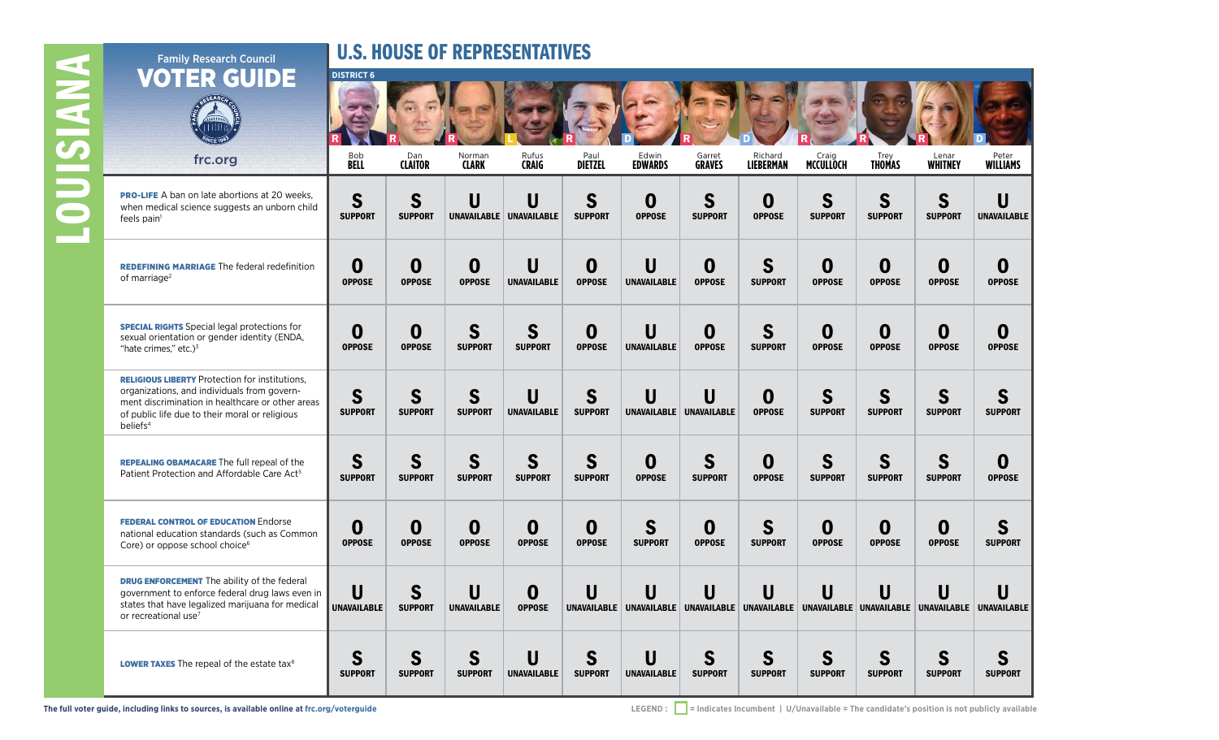# LOUISIANA

## Family Research Council VOTER GUIDE

frc.org

## U.S. HOUSE OF REPRESENTATIVES

### DISTRICT 6

| Issue | Bob BELL (R) | Dan CLAITOR (R) | Norman CLARK (R) | Rufus CRAIG (L) | Paul DIETZEL (R) | Edwin EDWARDS (D) | Garret GRAVES (R) | Richard LIEBERMAN (D) | Craig MCCULLOCH (R) | Trey THOMAS (R) | Lenar WHITNEY (R) | Peter WILLIAMS (D) |
|---|---|---|---|---|---|---|---|---|---|---|---|---|
| **PRO-LIFE** A ban on late abortions at 20 weeks, when medical science suggests an unborn child feels pain[1] | S SUPPORT | S SUPPORT | U UNAVAILABLE | U UNAVAILABLE | S SUPPORT | O OPPOSE | S SUPPORT | O OPPOSE | S SUPPORT | S SUPPORT | S SUPPORT | U UNAVAILABLE |
| **REDEFINING MARRIAGE** The federal redefinition of marriage[2] | O OPPOSE | O OPPOSE | O OPPOSE | U UNAVAILABLE | O OPPOSE | U UNAVAILABLE | O OPPOSE | S SUPPORT | O OPPOSE | O OPPOSE | O OPPOSE | O OPPOSE |
| **SPECIAL RIGHTS** Special legal protections for sexual orientation or gender identity (ENDA, "hate crimes," etc.)[3] | O OPPOSE | O OPPOSE | S SUPPORT | S SUPPORT | O OPPOSE | U UNAVAILABLE | O OPPOSE | S SUPPORT | O OPPOSE | O OPPOSE | O OPPOSE | O OPPOSE |
| **RELIGIOUS LIBERTY** Protection for institutions, organizations, and individuals from government discrimination in healthcare or other areas of public life due to their moral or religious beliefs[4] | S SUPPORT | S SUPPORT | S SUPPORT | U UNAVAILABLE | S SUPPORT | U UNAVAILABLE | U UNAVAILABLE | O OPPOSE | S SUPPORT | S SUPPORT | S SUPPORT | S SUPPORT |
| **REPEALING OBAMACARE** The full repeal of the Patient Protection and Affordable Care Act[5] | S SUPPORT | S SUPPORT | S SUPPORT | S SUPPORT | S SUPPORT | O OPPOSE | S SUPPORT | O OPPOSE | S SUPPORT | S SUPPORT | S SUPPORT | O OPPOSE |
| **FEDERAL CONTROL OF EDUCATION** Endorse national education standards (such as Common Core) or oppose school choice[6] | O OPPOSE | O OPPOSE | O OPPOSE | O OPPOSE | O OPPOSE | S SUPPORT | O OPPOSE | S SUPPORT | O OPPOSE | O OPPOSE | O OPPOSE | S SUPPORT |
| **DRUG ENFORCEMENT** The ability of the federal government to enforce federal drug laws even in states that have legalized marijuana for medical or recreational use[7] | U UNAVAILABLE | S SUPPORT | U UNAVAILABLE | O OPPOSE | U UNAVAILABLE | U UNAVAILABLE | U UNAVAILABLE | U UNAVAILABLE | U UNAVAILABLE | U UNAVAILABLE | U UNAVAILABLE | U UNAVAILABLE |
| **LOWER TAXES** The repeal of the estate tax[8] | S SUPPORT | S SUPPORT | S SUPPORT | U UNAVAILABLE | S SUPPORT | U UNAVAILABLE | S SUPPORT | S SUPPORT | S SUPPORT | S SUPPORT | S SUPPORT | S SUPPORT |

The full voter guide, including links to sources, is available online at frc.org/voterguide

LEGEND: ☐ = Indicates Incumbent | U/Unavailable = The candidate's position is not publicly available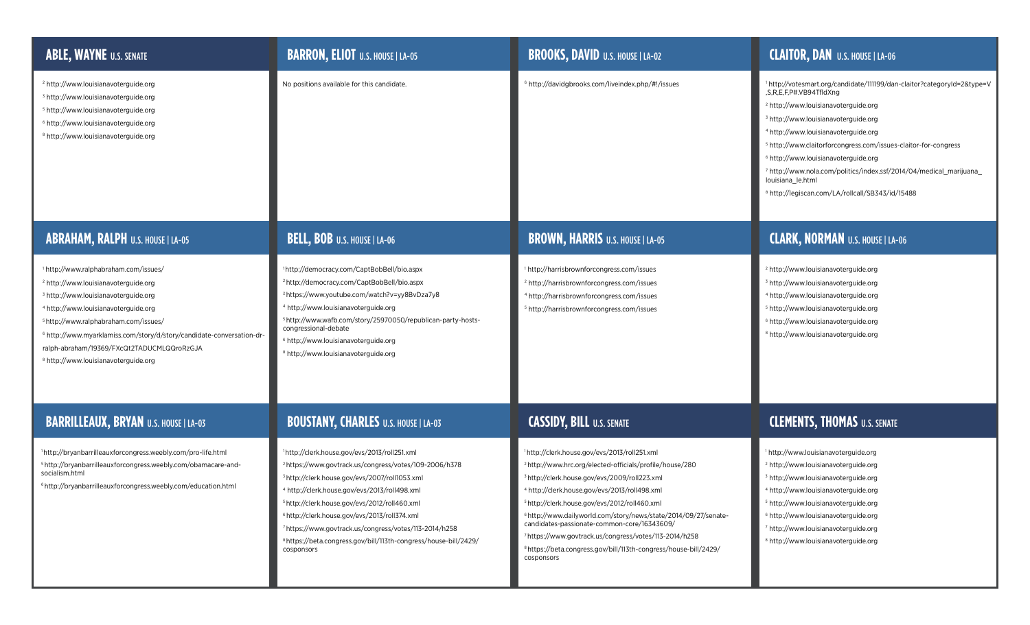## ABLE, WAYNE U.S. SENATE

[2] http://www.louisianavoterguide.org
[3] http://www.louisianavoterguide.org
[5] http://www.louisianavoterguide.org
[6] http://www.louisianavoterguide.org
[8] http://www.louisianavoterguide.org

## ABRAHAM, RALPH U.S. HOUSE | LA-05

[1] http://www.ralphabraham.com/issues/
[2] http://www.louisianavoterguide.org
[3] http://www.louisianavoterguide.org
[4] http://www.louisianavoterguide.org
[5] http://www.ralphabraham.com/issues/
[6] http://www.myarklamiss.com/story/d/story/candidate-conversation-dr-ralph-abraham/19369/FXcQt2TADUCMLQQroRzGJA
[8] http://www.louisianavoterguide.org

## BARRILLEAUX, BRYAN U.S. HOUSE | LA-03

[1] http://bryanbarrilleauxforcongress.weebly.com/pro-life.html
[5] http://bryanbarrilleauxforcongress.weebly.com/obamacare-and-socialism.html
[6] http://bryanbarrilleauxforcongress.weebly.com/education.html

## BARRON, ELIOT U.S. HOUSE | LA-05

No positions available for this candidate.

## BELL, BOB U.S. HOUSE | LA-06

[1] http://democracy.com/CaptBobBell/bio.aspx
[2] http://democracy.com/CaptBobBell/bio.aspx
[3] https://www.youtube.com/watch?v=yy8BvDza7y8
[4] http://www.louisianavoterguide.org
[5] http://www.wafb.com/story/25970050/republican-party-hosts-congressional-debate
[6] http://www.louisianavoterguide.org
[8] http://www.louisianavoterguide.org

## BOUSTANY, CHARLES U.S. HOUSE | LA-03

[1] http://clerk.house.gov/evs/2013/roll251.xml
[2] https://www.govtrack.us/congress/votes/109-2006/h378
[3] http://clerk.house.gov/evs/2007/roll1053.xml
[4] http://clerk.house.gov/evs/2013/roll498.xml
[5] http://clerk.house.gov/evs/2012/roll460.xml
[6] http://clerk.house.gov/evs/2013/roll374.xml
[7] https://www.govtrack.us/congress/votes/113-2014/h258
[8] https://beta.congress.gov/bill/113th-congress/house-bill/2429/cosponsors

## BROOKS, DAVID U.S. HOUSE | LA-02

[6] http://davidgbrooks.com/liveindex.php/#!/issues

## BROWN, HARRIS U.S. HOUSE | LA-05

[1] http://harrisbrownforcongress.com/issues
[2] http://harrisbrownforcongress.com/issues
[4] http://harrisbrownforcongress.com/issues
[5] http://harrisbrownforcongress.com/issues

## CASSIDY, BILL U.S. SENATE

[1] http://clerk.house.gov/evs/2013/roll251.xml
[2] http://www.hrc.org/elected-officials/profile/house/280
[3] http://clerk.house.gov/evs/2009/roll223.xml
[4] http://clerk.house.gov/evs/2013/roll498.xml
[5] http://clerk.house.gov/evs/2012/roll460.xml
[6] http://www.dailyworld.com/story/news/state/2014/09/27/senate-candidates-passionate-common-core/16343609/
[7] https://www.govtrack.us/congress/votes/113-2014/h258
[8] https://beta.congress.gov/bill/113th-congress/house-bill/2429/cosponsors

## CLAITOR, DAN U.S. HOUSE | LA-06

[1] http://votesmart.org/candidate/111199/dan-claitor?categoryId=2&type=V,S,R,E,F,P#.VB94TfldXng
[2] http://www.louisianavoterguide.org
[3] http://www.louisianavoterguide.org
[4] http://www.louisianavoterguide.org
[5] http://www.claitorforcongress.com/issues-claitor-for-congress
[6] http://www.louisianavoterguide.org
[7] http://www.nola.com/politics/index.ssf/2014/04/medical_marijuana_louisiana_le.html
[8] http://legiscan.com/LA/rollcall/SB343/id/15488

## CLARK, NORMAN U.S. HOUSE | LA-06

[2] http://www.louisianavoterguide.org
[3] http://www.louisianavoterguide.org
[4] http://www.louisianavoterguide.org
[5] http://www.louisianavoterguide.org
[6] http://www.louisianavoterguide.org
[8] http://www.louisianavoterguide.org

## CLEMENTS, THOMAS U.S. SENATE

[1] http://www.louisianavoterguide.org
[2] http://www.louisianavoterguide.org
[3] http://www.louisianavoterguide.org
[4] http://www.louisianavoterguide.org
[5] http://www.louisianavoterguide.org
[6] http://www.louisianavoterguide.org
[7] http://www.louisianavoterguide.org
[8] http://www.louisianavoterguide.org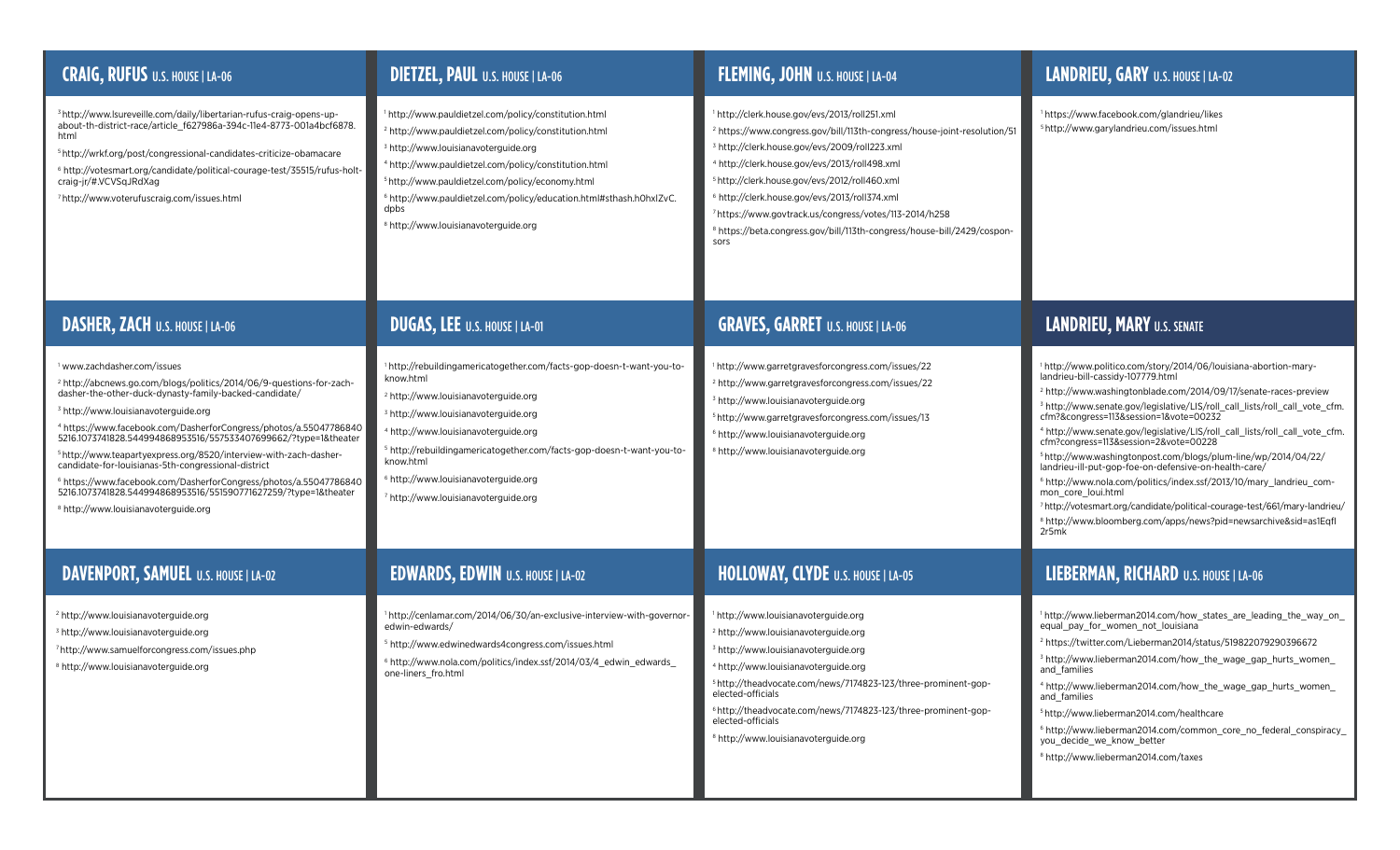## CRAIG, RUFUS U.S. HOUSE | LA-06

[3] http://www.lsureveille.com/daily/libertarian-rufus-craig-opens-up-about-th-district-race/article_f627986a-394c-11e4-8773-001a4bcf6878.html

[5] http://wrkf.org/post/congressional-candidates-criticize-obamacare

[6] http://votesmart.org/candidate/political-courage-test/35515/rufus-holt-craig-jr/#.VCVSqJRdXag

[7] http://www.voterufuscraig.com/issues.html

## DASHER, ZACH U.S. HOUSE | LA-06

[1] www.zachdasher.com/issues

[2] http://abcnews.go.com/blogs/politics/2014/06/9-questions-for-zach-dasher-the-other-duck-dynasty-family-backed-candidate/

[3] http://www.louisianavoterguide.org

[4] https://www.facebook.com/DasherforCongress/photos/a.550477868405216.1073741828.544994868953516/557533407699662/?type=1&theater

[5] http://www.teapartyexpress.org/8520/interview-with-zach-dasher-candidate-for-louisianas-5th-congressional-district

[6] https://www.facebook.com/DasherforCongress/photos/a.550477868405216.1073741828.544994868953516/551590771627259/?type=1&theater

[8] http://www.louisianavoterguide.org

## DAVENPORT, SAMUEL U.S. HOUSE | LA-02

[2] http://www.louisianavoterguide.org

[3] http://www.louisianavoterguide.org

[7] http://www.samuelforcongress.com/issues.php

[8] http://www.louisianavoterguide.org

## DIETZEL, PAUL U.S. HOUSE | LA-06

[1] http://www.pauldietzel.com/policy/constitution.html

[2] http://www.pauldietzel.com/policy/constitution.html

[3] http://www.louisianavoterguide.org

[4] http://www.pauldietzel.com/policy/constitution.html

[5] http://www.pauldietzel.com/policy/economy.html

[6] http://www.pauldietzel.com/policy/education.html#sthash.h0hxlZvC.dpbs

[8] http://www.louisianavoterguide.org

## DUGAS, LEE U.S. HOUSE | LA-01

[1] http://rebuildingamericatogether.com/facts-gop-doesn-t-want-you-to-know.html

[2] http://www.louisianavoterguide.org

[3] http://www.louisianavoterguide.org

[4] http://www.louisianavoterguide.org

[5] http://rebuildingamericatogether.com/facts-gop-doesn-t-want-you-to-know.html

[6] http://www.louisianavoterguide.org

[7] http://www.louisianavoterguide.org

## EDWARDS, EDWIN U.S. HOUSE | LA-02

[1] http://cenlamar.com/2014/06/30/an-exclusive-interview-with-governor-edwin-edwards/

[5] http://www.edwinedwards4congress.com/issues.html

[6] http://www.nola.com/politics/index.ssf/2014/03/4_edwin_edwards_one-liners_fro.html

## FLEMING, JOHN U.S. HOUSE | LA-04

[1] http://clerk.house.gov/evs/2013/roll251.xml

[2] https://www.congress.gov/bill/113th-congress/house-joint-resolution/51

[3] http://clerk.house.gov/evs/2009/roll223.xml

[4] http://clerk.house.gov/evs/2013/roll498.xml

[5] http://clerk.house.gov/evs/2012/roll460.xml

[6] http://clerk.house.gov/evs/2013/roll374.xml

[7] https://www.govtrack.us/congress/votes/113-2014/h258

[8] https://beta.congress.gov/bill/113th-congress/house-bill/2429/cosponsors

## GRAVES, GARRET U.S. HOUSE | LA-06

[1] http://www.garretgravesforcongress.com/issues/22

[2] http://www.garretgravesforcongress.com/issues/22

[3] http://www.louisianavoterguide.org

[5] http://www.garretgravesforcongress.com/issues/13

[6] http://www.louisianavoterguide.org

[8] http://www.louisianavoterguide.org

## HOLLOWAY, CLYDE U.S. HOUSE | LA-05

[1] http://www.louisianavoterguide.org

[2] http://www.louisianavoterguide.org

[3] http://www.louisianavoterguide.org

[4] http://www.louisianavoterguide.org

[5] http://theadvocate.com/news/7174823-123/three-prominent-gop-elected-officials

[6] http://theadvocate.com/news/7174823-123/three-prominent-gop-elected-officials

[8] http://www.louisianavoterguide.org

## LANDRIEU, GARY U.S. HOUSE | LA-02

[1] https://www.facebook.com/glandrieu/likes

[5] http://www.garylandrieu.com/issues.html

## LANDRIEU, MARY U.S. SENATE

[1] http://www.politico.com/story/2014/06/louisiana-abortion-mary-landrieu-bill-cassidy-107779.html

[2] http://www.washingtonblade.com/2014/09/17/senate-races-preview

[3] http://www.senate.gov/legislative/LIS/roll_call_lists/roll_call_vote_cfm.cfm?&congress=113&session=1&vote=00232

[4] http://www.senate.gov/legislative/LIS/roll_call_lists/roll_call_vote_cfm.cfm?congress=113&session=2&vote=00228

[5] http://www.washingtonpost.com/blogs/plum-line/wp/2014/04/22/landrieu-ill-put-gop-foe-on-defensive-on-health-care/

[6] http://www.nola.com/politics/index.ssf/2013/10/mary_landrieu_common_core_loui.html

[7] http://votesmart.org/candidate/political-courage-test/661/mary-landrieu/

[8] http://www.bloomberg.com/apps/news?pid=newsarchive&sid=as1Eqfl2r5mk

## LIEBERMAN, RICHARD U.S. HOUSE | LA-06

[1] http://www.lieberman2014.com/how_states_are_leading_the_way_on_equal_pay_for_women_not_louisiana

[2] https://twitter.com/Lieberman2014/status/519822079290396672

[3] http://www.lieberman2014.com/how_the_wage_gap_hurts_women_and_families

[4] http://www.lieberman2014.com/how_the_wage_gap_hurts_women_and_families

[5] http://www.lieberman2014.com/healthcare

[6] http://www.lieberman2014.com/common_core_no_federal_conspiracy_you_decide_we_know_better

[8] http://www.lieberman2014.com/taxes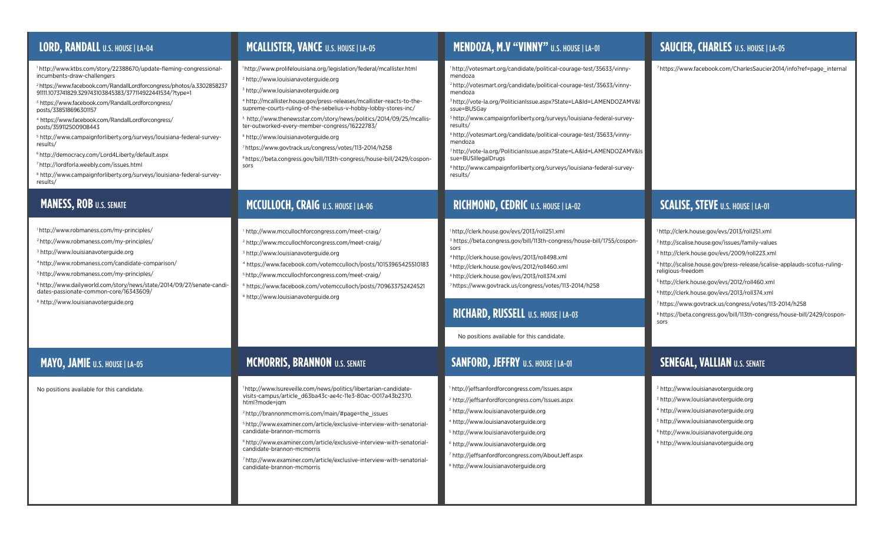## LORD, RANDALL U.S. HOUSE | LA-04

[1] http://www.ktbs.com/story/22388670/update-fleming-congressional-incumbents-draw-challengers

[2] https://www.facebook.com/RandallLordforcongress/photos/a.330285823791111.1073741829.329743103845383/377114922441534/?type=1

[3] https://www.facebook.com/RandallLordforcongress/posts/338518696301157

[4] https://www.facebook.com/RandallLordforcongress/posts/359112500908443

[5] http://www.campaignforliberty.org/surveys/louisiana-federal-survey-results/

[6] http://democracy.com/Lord4Liberty/default.aspx

[7] http://lordforla.weebly.com/issues.html

[8] http://www.campaignforliberty.org/surveys/louisiana-federal-survey-results/

## MANESS, ROB U.S. SENATE

[1] http://www.robmaness.com/my-principles/

[2] http://www.robmaness.com/my-principles/

[3] http://www.louisianavoterguide.org

[4] http://www.robmaness.com/candidate-comparison/

[5] http://www.robmaness.com/my-principles/

[6] http://www.dailyworld.com/story/news/state/2014/09/27/senate-candidates-passionate-common-core/16343609/

[8] http://www.louisianavoterguide.org

## MAYO, JAMIE U.S. HOUSE | LA-05

No positions available for this candidate.

## MCALLISTER, VANCE U.S. HOUSE | LA-05

[1] http://www.prolifelouisiana.org/legislation/federal/mcallister.html

[2] http://www.louisianavoterguide.org

[3] http://www.louisianavoterguide.org

[4] http://mcallister.house.gov/press-releases/mcallister-reacts-to-the-supreme-courts-ruling-of-the-sebelius-v-hobby-lobby-stores-inc/

[5] http://www.thenewsstar.com/story/news/politics/2014/09/25/mcallister-outworked-every-member-congress/16222783/

[6] http://www.louisianavoterguide.org

[7] https://www.govtrack.us/congress/votes/113-2014/h258

[8] https://beta.congress.gov/bill/113th-congress/house-bill/2429/cosponsors

## MCCULLOCH, CRAIG U.S. HOUSE | LA-06

[1] http://www.mccullochforcongress.com/meet-craig/

[2] http://www.mccullochforcongress.com/meet-craig/

[3] http://www.louisianavoterguide.org

[4] https://www.facebook.com/votemcculloch/posts/10153965425510183

[5] http://www.mccullochforcongress.com/meet-craig/

[6] https://www.facebook.com/votemcculloch/posts/709633752424521

[8] http://www.louisianavoterguide.org

## MCMORRIS, BRANNON U.S. SENATE

[1] http://www.lsureveille.com/news/politics/libertarian-candidate-visits-campus/article_d63ba43c-ae4c-11e3-80ac-0017a43b2370.html?mode=jqm

[2] http://brannonmcmorris.com/main/#page=the_issues

[5] http://www.examiner.com/article/exclusive-interview-with-senatorial-candidate-brannon-mcmorris

[6] http://www.examiner.com/article/exclusive-interview-with-senatorial-candidate-brannon-mcmorris

[7] http://www.examiner.com/article/exclusive-interview-with-senatorial-candidate-brannon-mcmorris

## MENDOZA, M.V "VINNY" U.S. HOUSE | LA-01

[1] http://votesmart.org/candidate/political-courage-test/35633/vinny-mendoza

[2] http://votesmart.org/candidate/political-courage-test/35633/vinny-mendoza

[3] http://vote-la.org/PoliticianIssue.aspx?State=LA&Id=LAMENDOZAMV&Issue=BUSGay

[5] http://www.campaignforliberty.org/surveys/louisiana-federal-survey-results/

[6] http://votesmart.org/candidate/political-courage-test/35633/vinny-mendoza

[7] http://vote-la.org/PoliticianIssue.aspx?State=LA&Id=LAMENDOZAMV&Issue=BUSIllegalDrugs

[8] http://www.campaignforliberty.org/surveys/louisiana-federal-survey-results/

## RICHMOND, CEDRIC U.S. HOUSE | LA-02

[1] http://clerk.house.gov/evs/2013/roll251.xml

[3] https://beta.congress.gov/bill/113th-congress/house-bill/1755/cosponsors

[4] http://clerk.house.gov/evs/2013/roll498.xml

[5] http://clerk.house.gov/evs/2012/roll460.xml

[6] http://clerk.house.gov/evs/2013/roll374.xml

[7] https://www.govtrack.us/congress/votes/113-2014/h258

## RICHARD, RUSSELL U.S. HOUSE | LA-03

No positions available for this candidate.

## SANFORD, JEFFRY U.S. HOUSE | LA-01

[1] http://jeffsanfordforcongress.com/Issues.aspx

[2] http://jeffsanfordforcongress.com/Issues.aspx

[3] http://www.louisianavoterguide.org

[4] http://www.louisianavoterguide.org

[5] http://www.louisianavoterguide.org

[6] http://www.louisianavoterguide.org

[7] http://jeffsanfordforcongress.com/AboutJeff.aspx

[8] http://www.louisianavoterguide.org

## SAUCIER, CHARLES U.S. HOUSE | LA-05

[7] https://www.facebook.com/CharlesSaucier2014/info?ref=page_internal

## SCALISE, STEVE U.S. HOUSE | LA-01

[1] http://clerk.house.gov/evs/2013/roll251.xml

[2] http://scalise.house.gov/issues/family-values

[3] http://clerk.house.gov/evs/2009/roll223.xml

[4] http://scalise.house.gov/press-release/scalise-applauds-scotus-ruling-religious-freedom

[5] http://clerk.house.gov/evs/2012/roll460.xml

[6] http://clerk.house.gov/evs/2013/roll374.xml

[7] https://www.govtrack.us/congress/votes/113-2014/h258

[8] https://beta.congress.gov/bill/113th-congress/house-bill/2429/cosponsors

## SENEGAL, VALLIAN U.S. SENATE

[2] http://www.louisianavoterguide.org

[3] http://www.louisianavoterguide.org

[4] http://www.louisianavoterguide.org

[5] http://www.louisianavoterguide.org

[6] http://www.louisianavoterguide.org

[8] http://www.louisianavoterguide.org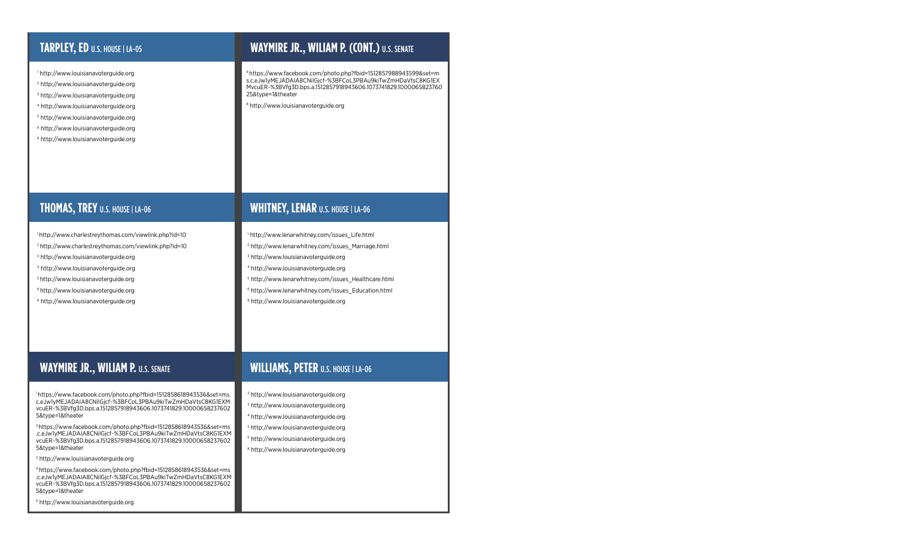## TARPLEY, ED U.S. HOUSE | LA-05

[1] http://www.louisianavoterguide.org

[2] http://www.louisianavoterguide.org

[3] http://www.louisianavoterguide.org

[4] http://www.louisianavoterguide.org

[5] http://www.louisianavoterguide.org

[6] http://www.louisianavoterguide.org

[8] http://www.louisianavoterguide.org

## THOMAS, TREY U.S. HOUSE | LA-06

[1] http://www.charlestreythomas.com/viewlink.php?id=10

[2] http://www.charlestreythomas.com/viewlink.php?id=10

[3] http://www.louisianavoterguide.org

[4] http://www.louisianavoterguide.org

[5] http://www.louisianavoterguide.org

[6] http://www.louisianavoterguide.org

[8] http://www.louisianavoterguide.org

## WAYMIRE JR., WILIAM P. U.S. SENATE

[1] https://www.facebook.com/photo.php?fbid=1512858618943536&set=ms.c.eJw1yMEJADAIA8CNilGjcf-%3BFCoL3PBAu9kiTwZmHDaVtsC8KG1EXMvcuER-%3BVfg3D.bps.a.1512857918943606.1073741829.100006582376025&type=1&theater

[2] https://www.facebook.com/photo.php?fbid=1512858618943536&set=ms.c.eJw1yMEJADAIA8CNilGjcf-%3BFCoL3PBAu9kiTwZmHDaVtsC8KG1EXMvcuER-%3BVfg3D.bps.a.1512857918943606.1073741829.100006582376025&type=1&theater

[3] http://www.louisianavoterguide.org

[4] https://www.facebook.com/photo.php?fbid=1512858618943536&set=ms.c.eJw1yMEJADAIA8CNilGjcf-%3BFCoL3PBAu9kiTwZmHDaVtsC8KG1EXMvcuER-%3BVfg3D.bps.a.1512857918943606.1073741829.100006582376025&type=1&theater

[5] http://www.louisianavoterguide.org

## WAYMIRE JR., WILIAM P. (CONT.) U.S. SENATE

[6] https://www.facebook.com/photo.php?fbid=1512857988943599&set=ms.c.eJw1yMEJADAIA8CNilGjcf-%3BFCoL3PBAu9kiTwZmHDaVtsC8KG1EXMvcuER-%3BVfg3D.bps.a.1512857918943606.1073741829.100006582376025&type=1&theater

[8] http://www.louisianavoterguide.org

## WHITNEY, LENAR U.S. HOUSE | LA-06

[1] http://www.lenarwhitney.com/issues_Life.html

[2] http://www.lenarwhitney.com/issues_Marriage.html

[3] http://www.louisianavoterguide.org

[4] http://www.louisianavoterguide.org

[5] http://www.lenarwhitney.com/issues_Healthcare.html

[6] http://www.lenarwhitney.com/issues_Education.html

[8] http://www.louisianavoterguide.org

## WILLIAMS, PETER U.S. HOUSE | LA-06

[2] http://www.louisianavoterguide.org

[3] http://www.louisianavoterguide.org

[4] http://www.louisianavoterguide.org

[5] http://www.louisianavoterguide.org

[6] http://www.louisianavoterguide.org

[8] http://www.louisianavoterguide.org